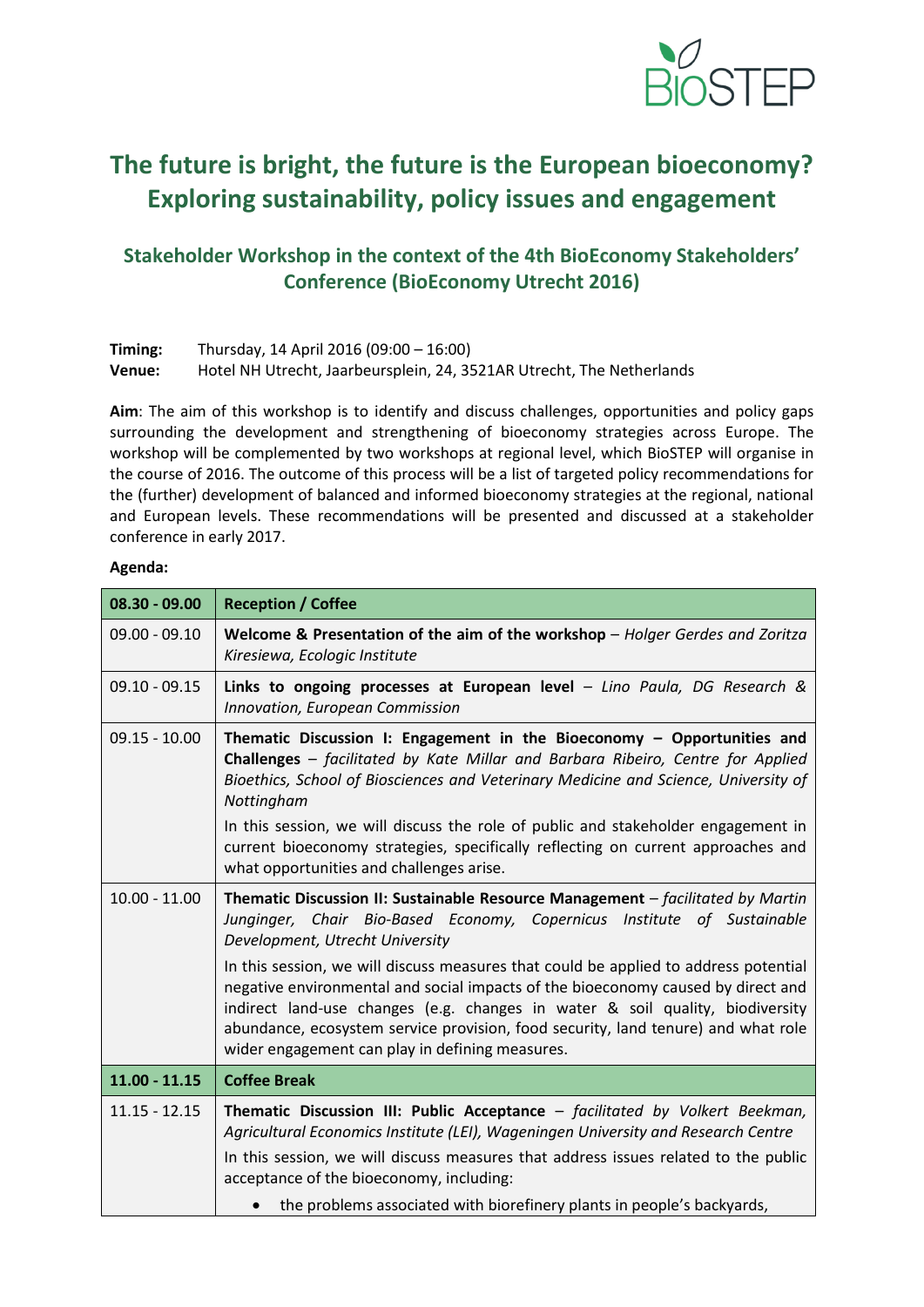BioSTEP

# The future is bright, the future is the European bioeconomy? Exploring sustainability, policy issues and engagement

## Stakeholder Workshop in the context of the 4th BioEconomy Stakeholders' Conference (BioEconomy Utrecht 2016)

**Timing:** Thursday, 14 April 2016 (09:00 – 16:00)
**Venue:** Hotel NH Utrecht, Jaarbeursplein, 24, 3521AR Utrecht, The Netherlands

**Aim**: The aim of this workshop is to identify and discuss challenges, opportunities and policy gaps surrounding the development and strengthening of bioeconomy strategies across Europe. The workshop will be complemented by two workshops at regional level, which BioSTEP will organise in the course of 2016. The outcome of this process will be a list of targeted policy recommendations for the (further) development of balanced and informed bioeconomy strategies at the regional, national and European levels. These recommendations will be presented and discussed at a stakeholder conference in early 2017.

**Agenda:**

| **08.30 - 09.00** | **Reception / Coffee** |
|---|---|
| 09.00 - 09.10 | **Welcome & Presentation of the aim of the workshop** – *Holger Gerdes and Zoritza Kiresiewa, Ecologic Institute* |
| 09.10 - 09.15 | **Links to ongoing processes at European level** – *Lino Paula, DG Research & Innovation, European Commission* |
| 09.15 - 10.00 | **Thematic Discussion I: Engagement in the Bioeconomy – Opportunities and Challenges** – *facilitated by Kate Millar and Barbara Ribeiro, Centre for Applied Bioethics, School of Biosciences and Veterinary Medicine and Science, University of Nottingham*<br><br>In this session, we will discuss the role of public and stakeholder engagement in current bioeconomy strategies, specifically reflecting on current approaches and what opportunities and challenges arise. |
| 10.00 - 11.00 | **Thematic Discussion II: Sustainable Resource Management** – *facilitated by Martin Junginger, Chair Bio-Based Economy, Copernicus Institute of Sustainable Development, Utrecht University*<br><br>In this session, we will discuss measures that could be applied to address potential negative environmental and social impacts of the bioeconomy caused by direct and indirect land-use changes (e.g. changes in water & soil quality, biodiversity abundance, ecosystem service provision, food security, land tenure) and what role wider engagement can play in defining measures. |
| **11.00 - 11.15** | **Coffee Break** |
| 11.15 - 12.15 | **Thematic Discussion III: Public Acceptance** – *facilitated by Volkert Beekman, Agricultural Economics Institute (LEI), Wageningen University and Research Centre*<br><br>In this session, we will discuss measures that address issues related to the public acceptance of the bioeconomy, including:<br><br>• the problems associated with biorefinery plants in people's backyards, |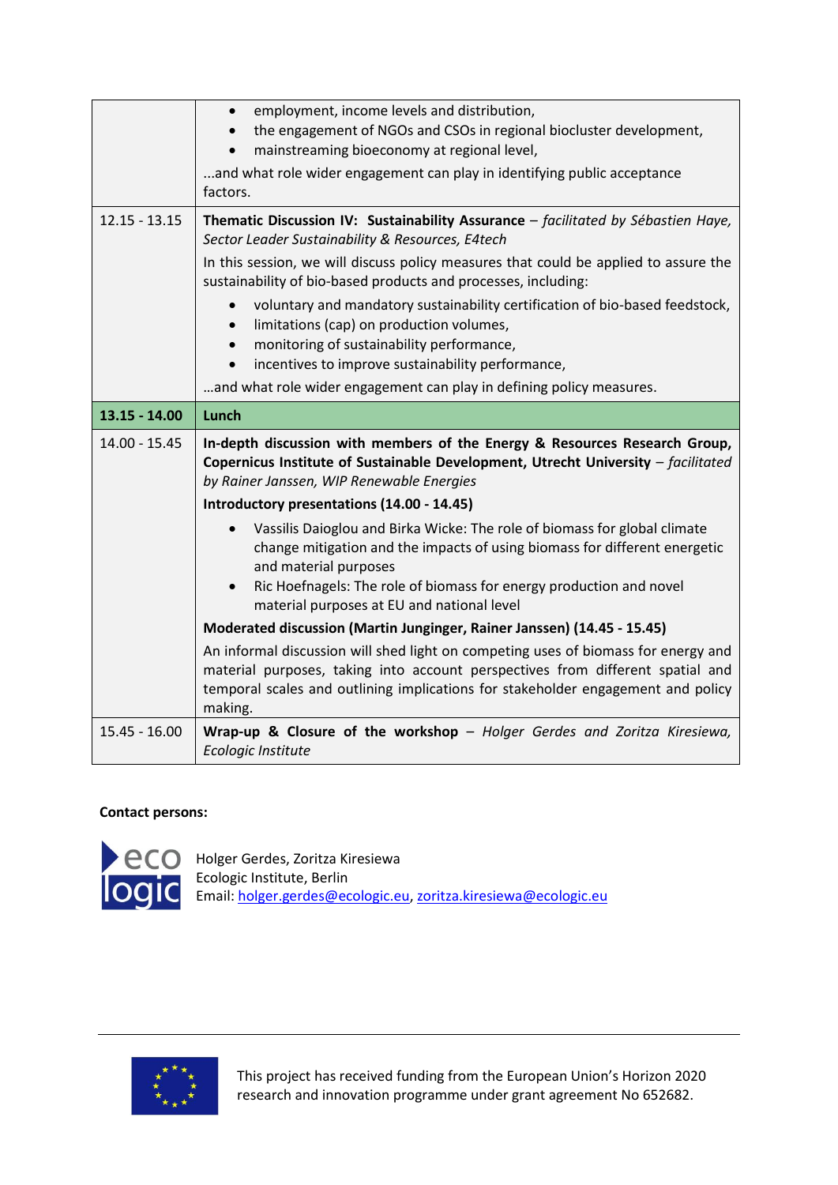| | |
|---|---|
| | • employment, income levels and distribution,<br>• the engagement of NGOs and CSOs in regional biocluster development,<br>• mainstreaming bioeconomy at regional level,<br>...and what role wider engagement can play in identifying public acceptance factors. |
| 12.15 - 13.15 | **Thematic Discussion IV: Sustainability Assurance** – *facilitated by Sébastien Haye, Sector Leader Sustainability & Resources, E4tech*<br>In this session, we will discuss policy measures that could be applied to assure the sustainability of bio-based products and processes, including:<br>• voluntary and mandatory sustainability certification of bio-based feedstock,<br>• limitations (cap) on production volumes,<br>• monitoring of sustainability performance,<br>• incentives to improve sustainability performance,<br>...and what role wider engagement can play in defining policy measures. |
| **13.15 - 14.00** | **Lunch** |
| 14.00 - 15.45 | **In-depth discussion with members of the Energy & Resources Research Group, Copernicus Institute of Sustainable Development, Utrecht University** – *facilitated by Rainer Janssen, WIP Renewable Energies*<br>**Introductory presentations (14.00 - 14.45)**<br>• Vassilis Daioglou and Birka Wicke: The role of biomass for global climate change mitigation and the impacts of using biomass for different energetic and material purposes<br>• Ric Hoefnagels: The role of biomass for energy production and novel material purposes at EU and national level<br>**Moderated discussion (Martin Junginger, Rainer Janssen) (14.45 - 15.45)**<br>An informal discussion will shed light on competing uses of biomass for energy and material purposes, taking into account perspectives from different spatial and temporal scales and outlining implications for stakeholder engagement and policy making. |
| 15.45 - 16.00 | **Wrap-up & Closure of the workshop** – *Holger Gerdes and Zoritza Kiresiewa, Ecologic Institute* |

**Contact persons:**

Holger Gerdes, Zoritza Kiresiewa
Ecologic Institute, Berlin
Email: holger.gerdes@ecologic.eu, zoritza.kiresiewa@ecologic.eu

This project has received funding from the European Union's Horizon 2020 research and innovation programme under grant agreement No 652682.